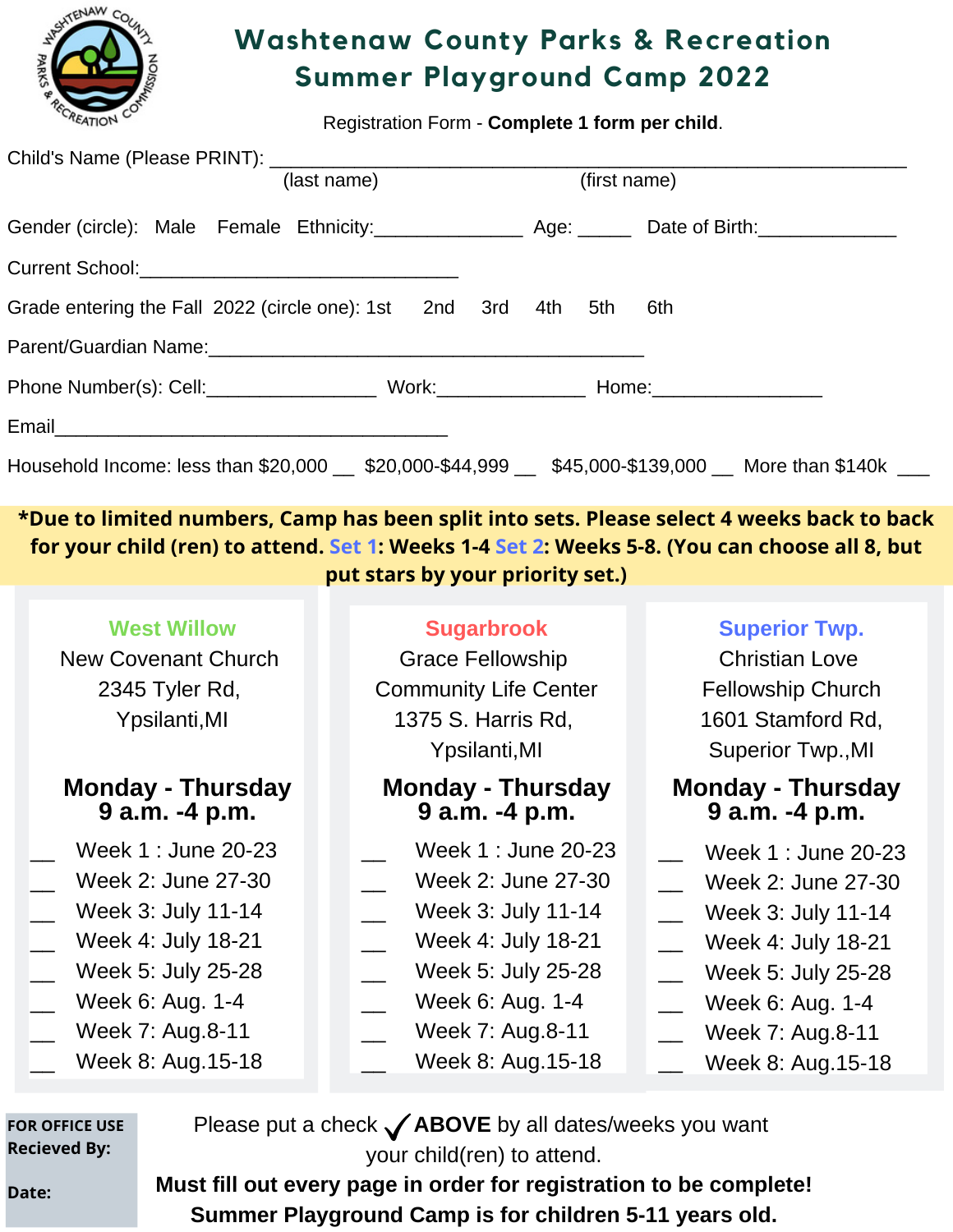# Washtenaw County Parks & Recreation
# Summer Playground Camp 2022

Registration Form - **Complete 1 form per child**.

Child's Name (Please PRINT): ____________________________________________________________
(last name) (first name)

Gender (circle): Male Female Ethnicity:______________ Age: _____ Date of Birth:_____________

Current School:_______________________________

Grade entering the Fall 2022 (circle one): 1st 2nd 3rd 4th 5th 6th

Parent/Guardian Name:__________________________________________

Phone Number(s): Cell:________________ Work:______________ Home:________________

Email_____________________________________

Household Income: less than $20,000 __ $20,000-$44,999 __ $45,000-$139,000 __ More than $140k ___

**\*Due to limited numbers, Camp has been split into sets. Please select 4 weeks back to back for your child (ren) to attend. Set 1: Weeks 1-4 Set 2: Weeks 5-8. (You can choose all 8, but put stars by your priority set.)**

### West Willow

New Covenant Church
2345 Tyler Rd,
Ypsilanti,MI

**Monday - Thursday**
**9 a.m. -4 p.m.**

__ Week 1 : June 20-23
__ Week 2: June 27-30
__ Week 3: July 11-14
__ Week 4: July 18-21
__ Week 5: July 25-28
__ Week 6: Aug. 1-4
__ Week 7: Aug.8-11
__ Week 8: Aug.15-18

### Sugarbrook

Grace Fellowship
Community Life Center
1375 S. Harris Rd,
Ypsilanti,MI

**Monday - Thursday**
**9 a.m. -4 p.m.**

__ Week 1 : June 20-23
__ Week 2: June 27-30
__ Week 3: July 11-14
__ Week 4: July 18-21
__ Week 5: July 25-28
__ Week 6: Aug. 1-4
__ Week 7: Aug.8-11
__ Week 8: Aug.15-18

### Superior Twp.

Christian Love
Fellowship Church
1601 Stamford Rd,
Superior Twp.,MI

**Monday - Thursday**
**9 a.m. -4 p.m.**

__ Week 1 : June 20-23
__ Week 2: June 27-30
__ Week 3: July 11-14
__ Week 4: July 18-21
__ Week 5: July 25-28
__ Week 6: Aug. 1-4
__ Week 7: Aug.8-11
__ Week 8: Aug.15-18

**FOR OFFICE USE**
**Recieved By:**

**Date:**

Please put a check ✓ **ABOVE** by all dates/weeks you want your child(ren) to attend.

**Must fill out every page in order for registration to be complete!**

**Summer Playground Camp is for children 5-11 years old.**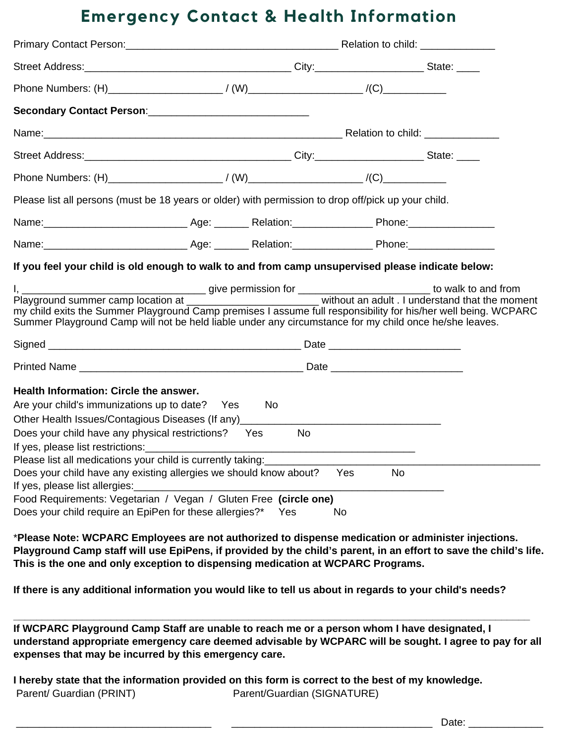# Emergency Contact & Health Information

Primary Contact Person:______________________________________ Relation to child: _____________

Street Address:_____________________________________ City:___________________ State: ____

Phone Numbers: (H)____________________ / (W)____________________ /(C)___________

**Secondary Contact Person**:____________________________

Name:_____________________________________________________ Relation to child: _____________

Street Address:_____________________________________ City:___________________ State: ____

Phone Numbers: (H)____________________ / (W)____________________ /(C)___________

Please list all persons (must be 18 years or older) with permission to drop off/pick up your child.

Name:_________________________ Age: ______ Relation:______________ Phone:_______________

Name:_________________________ Age: ______ Relation:______________ Phone:_______________

**If you feel your child is old enough to walk to and from camp unsupervised please indicate below:**

I, _________________________________ give permission for _______________________ to walk to and from Playground summer camp location at _______________________ without an adult . I understand that the moment my child exits the Summer Playground Camp premises I assume full responsibility for his/her well being. WCPARC Summer Playground Camp will not be held liable under any circumstance for my child once he/she leaves.

Signed ____________________________________________ Date _______________________

Printed Name ________________________________________ Date _______________________

**Health Information: Circle the answer.**

Are your child's immunizations up to date? Yes No

Other Health Issues/Contagious Diseases (If any)____________________________________

Does your child have any physical restrictions? Yes No

If yes, please list restrictions:__________________________________________________

Please list all medications your child is currently taking:_________________________________________________

Does your child have any existing allergies we should know about? Yes No

If yes, please list allergies:________________________________________________________

Food Requirements: Vegetarian / Vegan / Gluten Free **(circle one)**

Does your child require an EpiPen for these allergies?* Yes No

***Please Note: WCPARC Employees are not authorized to dispense medication or administer injections. Playground Camp staff will use EpiPens, if provided by the child's parent, in an effort to save the child's life. This is the one and only exception to dispensing medication at WCPARC Programs.**

**If there is any additional information you would like to tell us about in regards to your child's needs?**

______________________________________________________________________________________

**If WCPARC Playground Camp Staff are unable to reach me or a person whom I have designated, I understand appropriate emergency care deemed advisable by WCPARC will be sought. I agree to pay for all expenses that may be incurred by this emergency care.**

**I hereby state that the information provided on this form is correct to the best of my knowledge.**

Parent/ Guardian (PRINT) Parent/Guardian (SIGNATURE)

___________________________________ ____________________________________ Date: _____________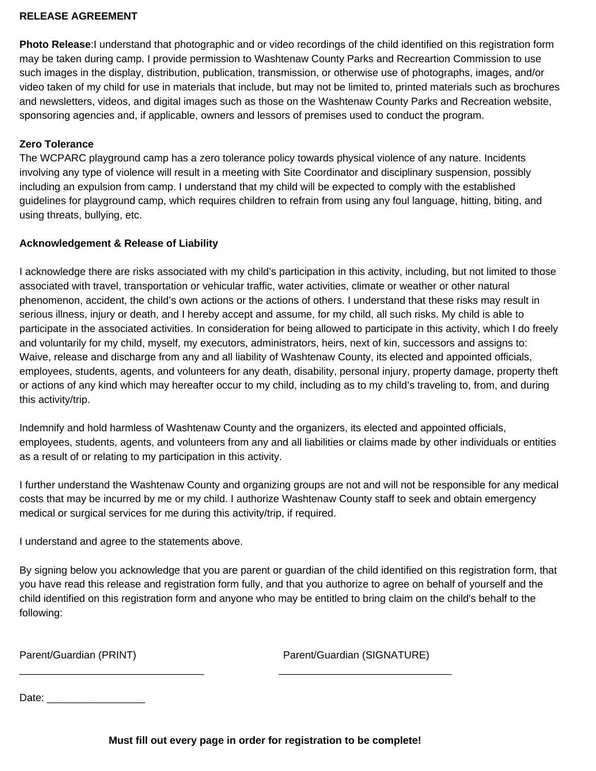**RELEASE AGREEMENT**

**Photo Release**:I understand that photographic and or video recordings of the child identified on this registration form may be taken during camp. I provide permission to Washtenaw County Parks and Recreartion Commission to use such images in the display, distribution, publication, transmission, or otherwise use of photographs, images, and/or video taken of my child for use in materials that include, but may not be limited to, printed materials such as brochures and newsletters, videos, and digital images such as those on the Washtenaw County Parks and Recreation website, sponsoring agencies and, if applicable, owners and lessors of premises used to conduct the program.

**Zero Tolerance**

The WCPARC playground camp has a zero tolerance policy towards physical violence of any nature. Incidents involving any type of violence will result in a meeting with Site Coordinator and disciplinary suspension, possibly including an expulsion from camp. I understand that my child will be expected to comply with the established guidelines for playground camp, which requires children to refrain from using any foul language, hitting, biting, and using threats, bullying, etc.

**Acknowledgement & Release of Liability**

I acknowledge there are risks associated with my child's participation in this activity, including, but not limited to those associated with travel, transportation or vehicular traffic, water activities, climate or weather or other natural phenomenon, accident, the child's own actions or the actions of others. I understand that these risks may result in serious illness, injury or death, and I hereby accept and assume, for my child, all such risks. My child is able to participate in the associated activities. In consideration for being allowed to participate in this activity, which I do freely and voluntarily for my child, myself, my executors, administrators, heirs, next of kin, successors and assigns to: Waive, release and discharge from any and all liability of Washtenaw County, its elected and appointed officials, employees, students, agents, and volunteers for any death, disability, personal injury, property damage, property theft or actions of any kind which may hereafter occur to my child, including as to my child's traveling to, from, and during this activity/trip.

Indemnify and hold harmless of Washtenaw County and the organizers, its elected and appointed officials, employees, students, agents, and volunteers from any and all liabilities or claims made by other individuals or entities as a result of or relating to my participation in this activity.

I further understand the Washtenaw County and organizing groups are not and will not be responsible for any medical costs that may be incurred by me or my child. I authorize Washtenaw County staff to seek and obtain emergency medical or surgical services for me during this activity/trip, if required.

I understand and agree to the statements above.

By signing below you acknowledge that you are parent or guardian of the child identified on this registration form, that you have read this release and registration form fully, and that you authorize to agree on behalf of yourself and the child identified on this registration form and anyone who may be entitled to bring claim on the child's behalf to the following:

Parent/Guardian (PRINT) ________________________________

Parent/Guardian (SIGNATURE) ______________________________

Date: _________________

**Must fill out every page in order for registration to be complete!**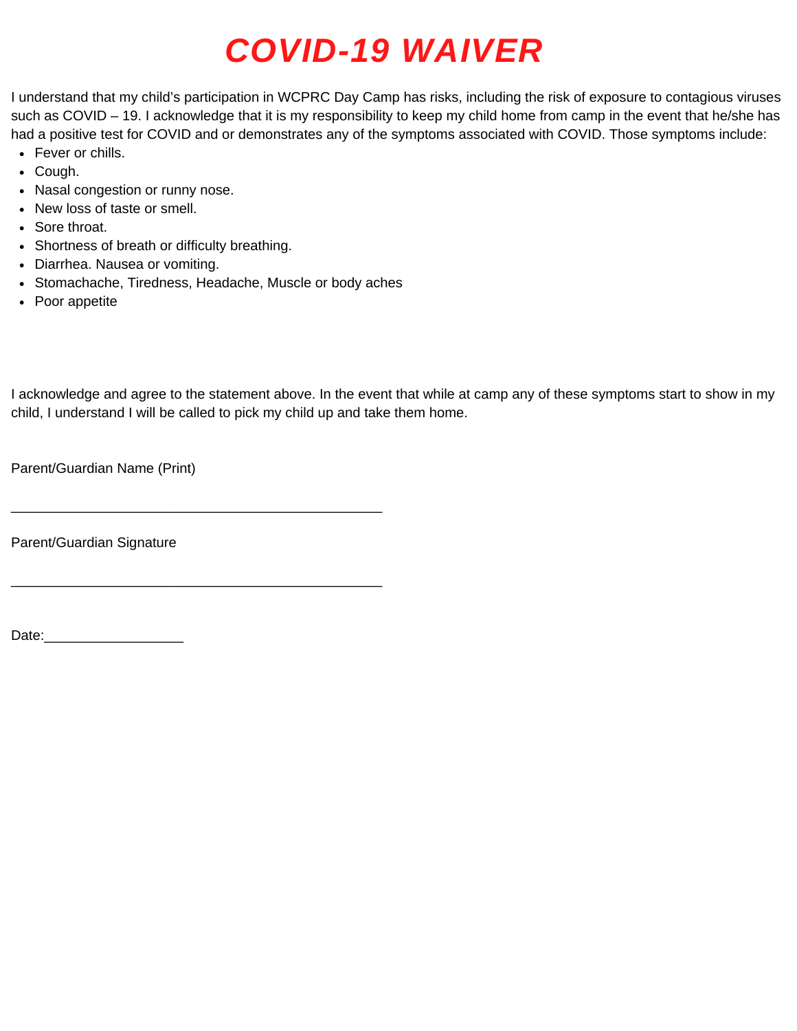# ***COVID-19 WAIVER***

I understand that my child's participation in WCPRC Day Camp has risks, including the risk of exposure to contagious viruses such as COVID – 19. I acknowledge that it is my responsibility to keep my child home from camp in the event that he/she has had a positive test for COVID and or demonstrates any of the symptoms associated with COVID. Those symptoms include:

- Fever or chills.
- Cough.
- Nasal congestion or runny nose.
- New loss of taste or smell.
- Sore throat.
- Shortness of breath or difficulty breathing.
- Diarrhea. Nausea or vomiting.
- Stomachache, Tiredness, Headache, Muscle or body aches
- Poor appetite

I acknowledge and agree to the statement above. In the event that while at camp any of these symptoms start to show in my child, I understand I will be called to pick my child up and take them home.

Parent/Guardian Name (Print)

_________________________________________________

Parent/Guardian Signature

_________________________________________________

Date:__________________